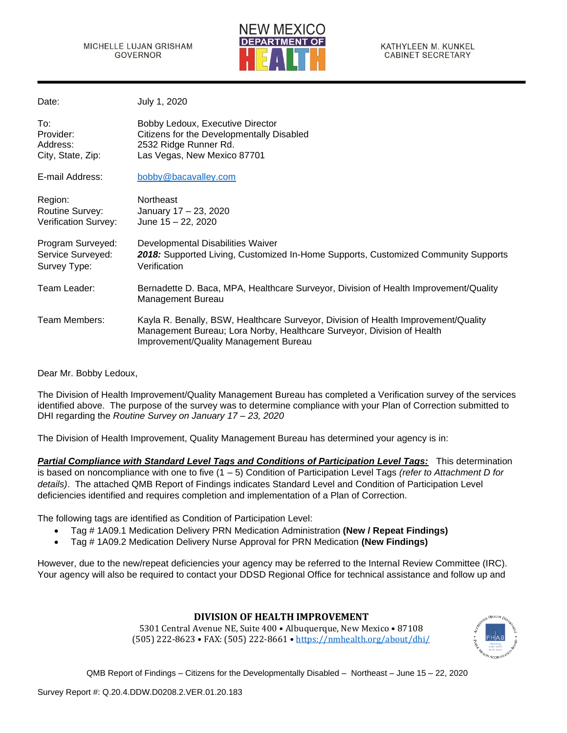MICHELLE LUJAN GRISHAM
GOVERNOR

NEW MEXICO
DEPARTMENT OF
HEALTH

KATHYLEEN M. KUNKEL
CABINET SECRETARY

| | |
|---|---|
| Date: | July 1, 2020 |
| To: | Bobby Ledoux, Executive Director |
| Provider: | Citizens for the Developmentally Disabled |
| Address: | 2532 Ridge Runner Rd. |
| City, State, Zip: | Las Vegas, New Mexico 87701 |
| E-mail Address: | bobby@bacavalley.com |
| Region: | Northeast |
| Routine Survey: | January 17 – 23, 2020 |
| Verification Survey: | June 15 – 22, 2020 |
| Program Surveyed: | Developmental Disabilities Waiver |
| Service Surveyed: | ***2018:*** Supported Living, Customized In-Home Supports, Customized Community Supports |
| Survey Type: | Verification |
| Team Leader: | Bernadette D. Baca, MPA, Healthcare Surveyor, Division of Health Improvement/Quality Management Bureau |
| Team Members: | Kayla R. Benally, BSW, Healthcare Surveyor, Division of Health Improvement/Quality Management Bureau; Lora Norby, Healthcare Surveyor, Division of Health Improvement/Quality Management Bureau |

Dear Mr. Bobby Ledoux,

The Division of Health Improvement/Quality Management Bureau has completed a Verification survey of the services identified above. The purpose of the survey was to determine compliance with your Plan of Correction submitted to DHI regarding the *Routine Survey on January 17 – 23, 2020*

The Division of Health Improvement, Quality Management Bureau has determined your agency is in:

***Partial Compliance with Standard Level Tags and Conditions of Participation Level Tags:*** This determination is based on noncompliance with one to five (1 – 5) Condition of Participation Level Tags *(refer to Attachment D for details)*. The attached QMB Report of Findings indicates Standard Level and Condition of Participation Level deficiencies identified and requires completion and implementation of a Plan of Correction.

The following tags are identified as Condition of Participation Level:

- Tag # 1A09.1 Medication Delivery PRN Medication Administration **(New / Repeat Findings)**
- Tag # 1A09.2 Medication Delivery Nurse Approval for PRN Medication **(New Findings)**

However, due to the new/repeat deficiencies your agency may be referred to the Internal Review Committee (IRC). Your agency will also be required to contact your DDSD Regional Office for technical assistance and follow up and

**DIVISION OF HEALTH IMPROVEMENT**
5301 Central Avenue NE, Suite 400 • Albuquerque, New Mexico • 87108
(505) 222-8623 • FAX: (505) 222-8661 • https://nmhealth.org/about/dhi/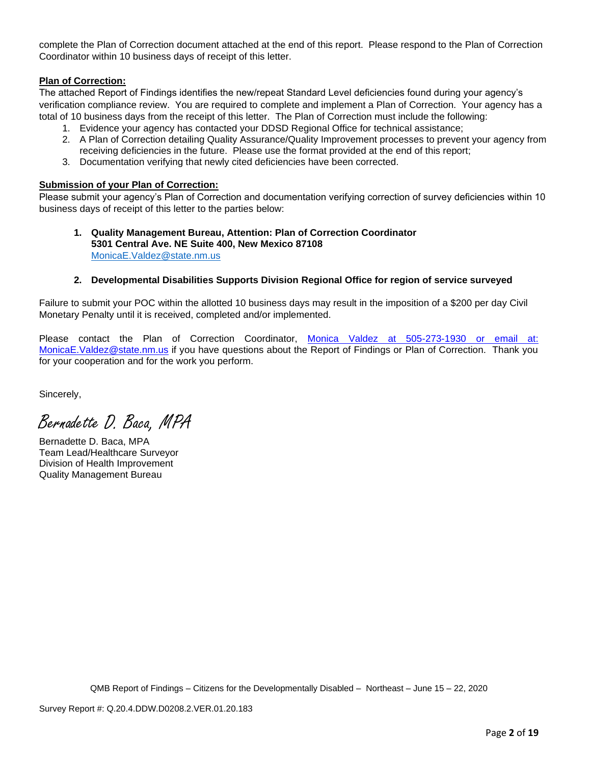complete the Plan of Correction document attached at the end of this report. Please respond to the Plan of Correction Coordinator within 10 business days of receipt of this letter.

**Plan of Correction:**

The attached Report of Findings identifies the new/repeat Standard Level deficiencies found during your agency's verification compliance review. You are required to complete and implement a Plan of Correction. Your agency has a total of 10 business days from the receipt of this letter. The Plan of Correction must include the following:

1. Evidence your agency has contacted your DDSD Regional Office for technical assistance;
2. A Plan of Correction detailing Quality Assurance/Quality Improvement processes to prevent your agency from receiving deficiencies in the future. Please use the format provided at the end of this report;
3. Documentation verifying that newly cited deficiencies have been corrected.

**Submission of your Plan of Correction:**

Please submit your agency's Plan of Correction and documentation verifying correction of survey deficiencies within 10 business days of receipt of this letter to the parties below:

1. **Quality Management Bureau, Attention: Plan of Correction Coordinator**
   **5301 Central Ave. NE Suite 400, New Mexico 87108**
   MonicaE.Valdez@state.nm.us

2. **Developmental Disabilities Supports Division Regional Office for region of service surveyed**

Failure to submit your POC within the allotted 10 business days may result in the imposition of a $200 per day Civil Monetary Penalty until it is received, completed and/or implemented.

Please contact the Plan of Correction Coordinator, Monica Valdez at 505-273-1930 or email at: MonicaE.Valdez@state.nm.us if you have questions about the Report of Findings or Plan of Correction. Thank you for your cooperation and for the work you perform.

Sincerely,

*Bernadette D. Baca, MPA*

Bernadette D. Baca, MPA
Team Lead/Healthcare Surveyor
Division of Health Improvement
Quality Management Bureau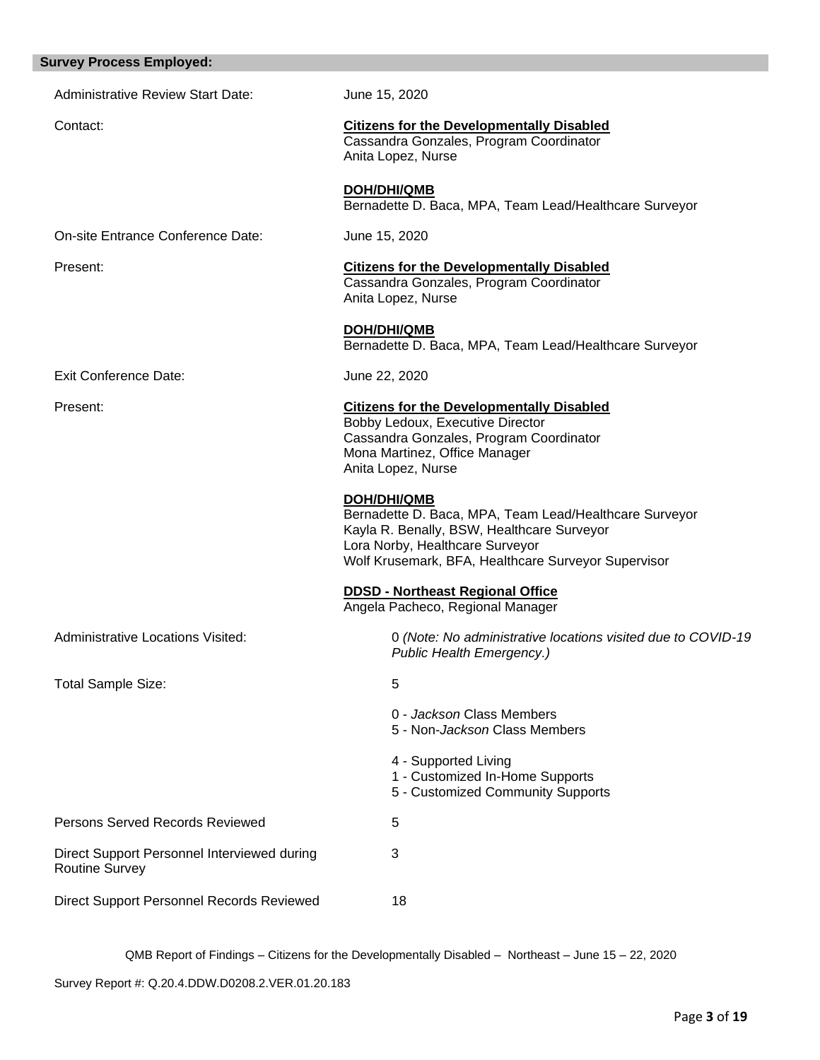## Survey Process Employed:

| | |
|---|---|
| Administrative Review Start Date: | June 15, 2020 |
| Contact: | **Citizens for the Developmentally Disabled**<br>Cassandra Gonzales, Program Coordinator<br>Anita Lopez, Nurse<br><br>**DOH/DHI/QMB**<br>Bernadette D. Baca, MPA, Team Lead/Healthcare Surveyor |
| On-site Entrance Conference Date: | June 15, 2020 |
| Present: | **Citizens for the Developmentally Disabled**<br>Cassandra Gonzales, Program Coordinator<br>Anita Lopez, Nurse<br><br>**DOH/DHI/QMB**<br>Bernadette D. Baca, MPA, Team Lead/Healthcare Surveyor |
| Exit Conference Date: | June 22, 2020 |
| Present: | **Citizens for the Developmentally Disabled**<br>Bobby Ledoux, Executive Director<br>Cassandra Gonzales, Program Coordinator<br>Mona Martinez, Office Manager<br>Anita Lopez, Nurse<br><br>**DOH/DHI/QMB**<br>Bernadette D. Baca, MPA, Team Lead/Healthcare Surveyor<br>Kayla R. Benally, BSW, Healthcare Surveyor<br>Lora Norby, Healthcare Surveyor<br>Wolf Krusemark, BFA, Healthcare Surveyor Supervisor<br><br>**DDSD - Northeast Regional Office**<br>Angela Pacheco, Regional Manager |
| Administrative Locations Visited: | 0 *(Note: No administrative locations visited due to COVID-19 Public Health Emergency.)* |
| Total Sample Size: | 5<br><br>0 - *Jackson* Class Members<br>5 - Non-*Jackson* Class Members<br><br>4 - Supported Living<br>1 - Customized In-Home Supports<br>5 - Customized Community Supports |
| Persons Served Records Reviewed | 5 |
| Direct Support Personnel Interviewed during Routine Survey | 3 |
| Direct Support Personnel Records Reviewed | 18 |

QMB Report of Findings – Citizens for the Developmentally Disabled – Northeast – June 15 – 22, 2020

Survey Report #: Q.20.4.DDW.D0208.2.VER.01.20.183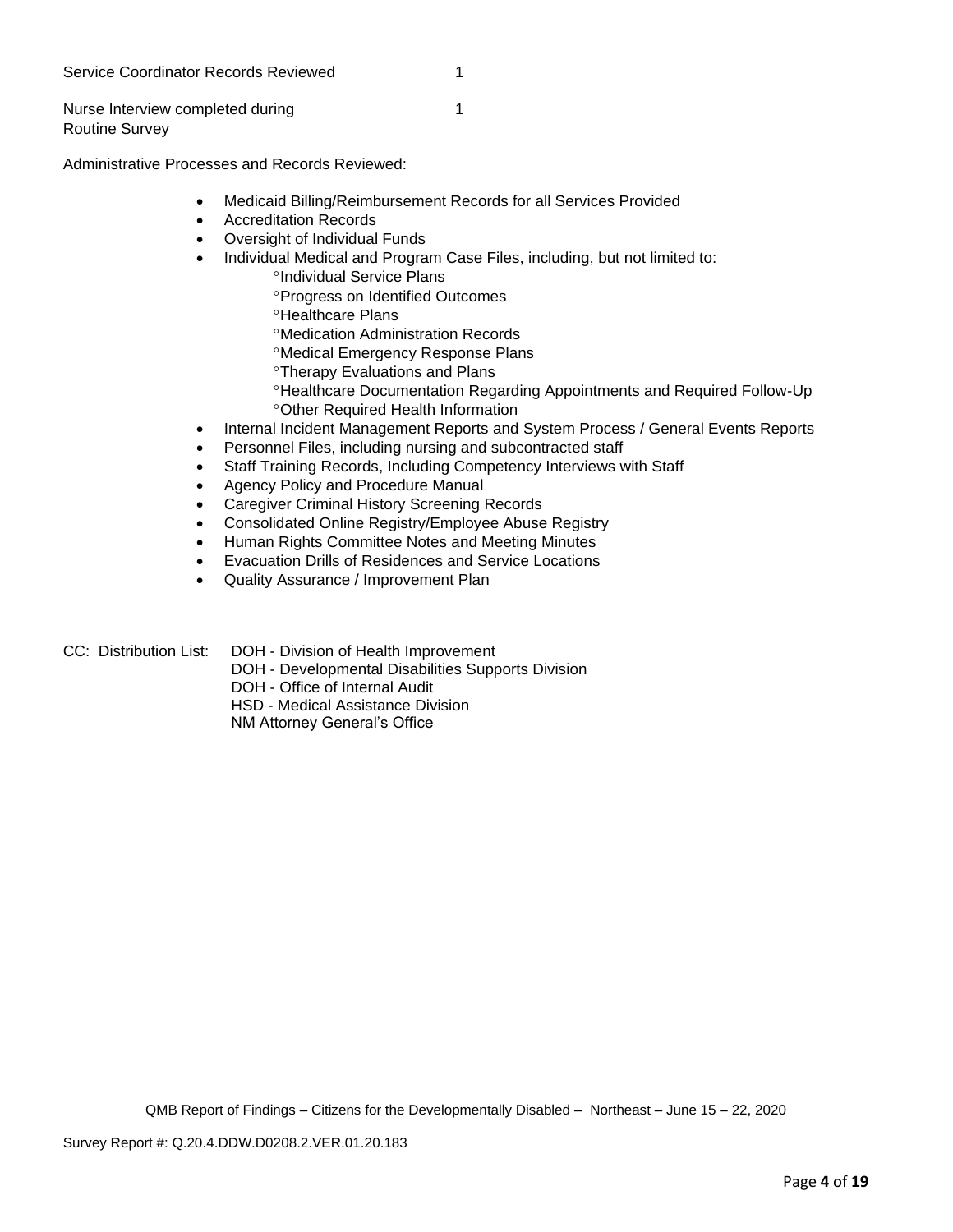| | |
|---|---|
| Service Coordinator Records Reviewed | 1 |
| Nurse Interview completed during Routine Survey | 1 |

Administrative Processes and Records Reviewed:

- Medicaid Billing/Reimbursement Records for all Services Provided
- Accreditation Records
- Oversight of Individual Funds
- Individual Medical and Program Case Files, including, but not limited to:
    - Individual Service Plans
    - Progress on Identified Outcomes
    - Healthcare Plans
    - Medication Administration Records
    - Medical Emergency Response Plans
    - Therapy Evaluations and Plans
    - Healthcare Documentation Regarding Appointments and Required Follow-Up
    - Other Required Health Information
- Internal Incident Management Reports and System Process / General Events Reports
- Personnel Files, including nursing and subcontracted staff
- Staff Training Records, Including Competency Interviews with Staff
- Agency Policy and Procedure Manual
- Caregiver Criminal History Screening Records
- Consolidated Online Registry/Employee Abuse Registry
- Human Rights Committee Notes and Meeting Minutes
- Evacuation Drills of Residences and Service Locations
- Quality Assurance / Improvement Plan

CC: Distribution List:
DOH - Division of Health Improvement
DOH - Developmental Disabilities Supports Division
DOH - Office of Internal Audit
HSD - Medical Assistance Division
NM Attorney General's Office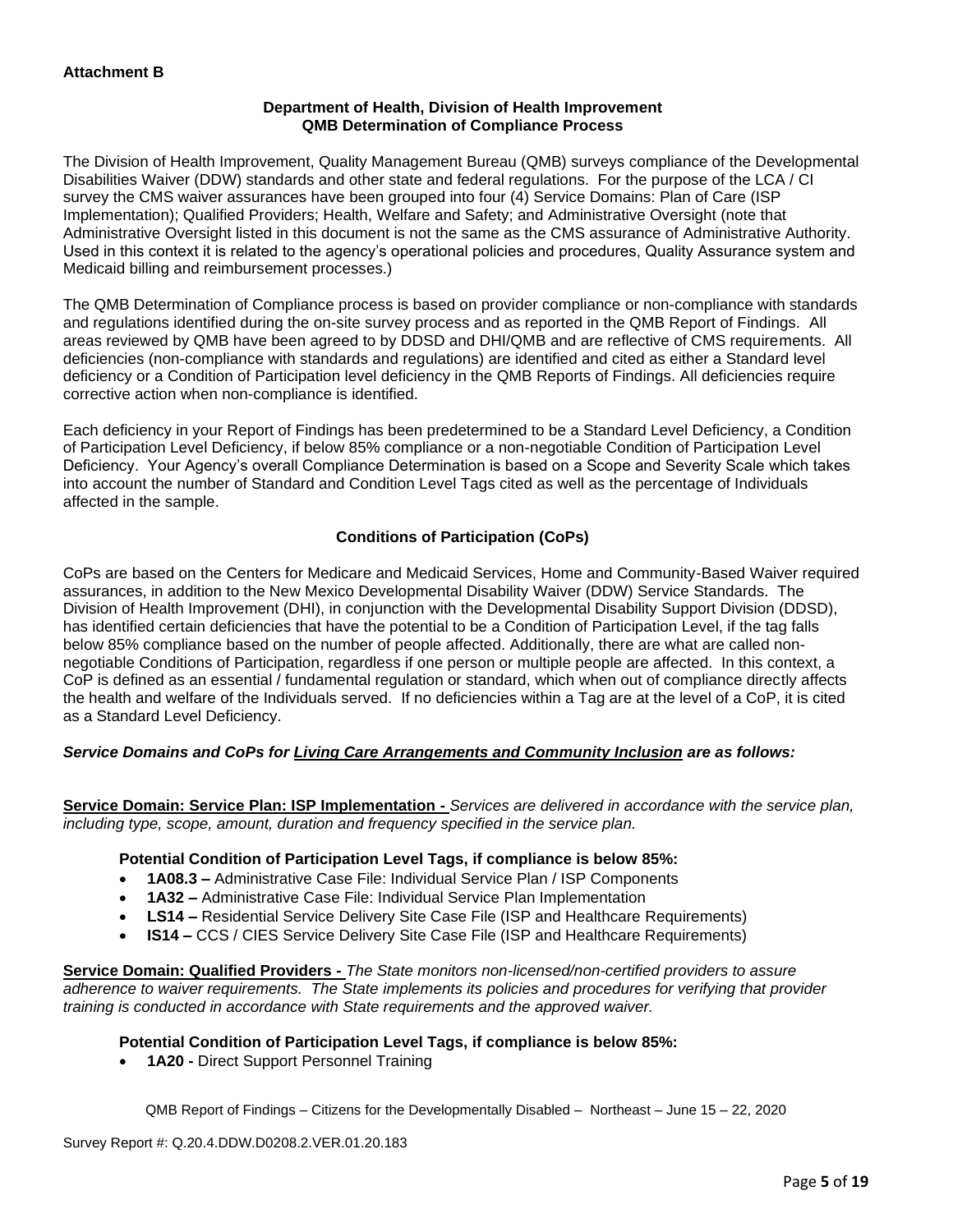**Attachment B**

**Department of Health, Division of Health Improvement**
**QMB Determination of Compliance Process**

The Division of Health Improvement, Quality Management Bureau (QMB) surveys compliance of the Developmental Disabilities Waiver (DDW) standards and other state and federal regulations. For the purpose of the LCA / CI survey the CMS waiver assurances have been grouped into four (4) Service Domains: Plan of Care (ISP Implementation); Qualified Providers; Health, Welfare and Safety; and Administrative Oversight (note that Administrative Oversight listed in this document is not the same as the CMS assurance of Administrative Authority. Used in this context it is related to the agency's operational policies and procedures, Quality Assurance system and Medicaid billing and reimbursement processes.)

The QMB Determination of Compliance process is based on provider compliance or non-compliance with standards and regulations identified during the on-site survey process and as reported in the QMB Report of Findings. All areas reviewed by QMB have been agreed to by DDSD and DHI/QMB and are reflective of CMS requirements. All deficiencies (non-compliance with standards and regulations) are identified and cited as either a Standard level deficiency or a Condition of Participation level deficiency in the QMB Reports of Findings. All deficiencies require corrective action when non-compliance is identified.

Each deficiency in your Report of Findings has been predetermined to be a Standard Level Deficiency, a Condition of Participation Level Deficiency, if below 85% compliance or a non-negotiable Condition of Participation Level Deficiency. Your Agency's overall Compliance Determination is based on a Scope and Severity Scale which takes into account the number of Standard and Condition Level Tags cited as well as the percentage of Individuals affected in the sample.

**Conditions of Participation (CoPs)**

CoPs are based on the Centers for Medicare and Medicaid Services, Home and Community-Based Waiver required assurances, in addition to the New Mexico Developmental Disability Waiver (DDW) Service Standards. The Division of Health Improvement (DHI), in conjunction with the Developmental Disability Support Division (DDSD), has identified certain deficiencies that have the potential to be a Condition of Participation Level, if the tag falls below 85% compliance based on the number of people affected. Additionally, there are what are called non-negotiable Conditions of Participation, regardless if one person or multiple people are affected. In this context, a CoP is defined as an essential / fundamental regulation or standard, which when out of compliance directly affects the health and welfare of the Individuals served. If no deficiencies within a Tag are at the level of a CoP, it is cited as a Standard Level Deficiency.

***Service Domains and CoPs for Living Care Arrangements and Community Inclusion are as follows:***

**Service Domain: Service Plan: ISP Implementation -** *Services are delivered in accordance with the service plan, including type, scope, amount, duration and frequency specified in the service plan.*

**Potential Condition of Participation Level Tags, if compliance is below 85%:**

- **1A08.3 –** Administrative Case File: Individual Service Plan / ISP Components
- **1A32 –** Administrative Case File: Individual Service Plan Implementation
- **LS14 –** Residential Service Delivery Site Case File (ISP and Healthcare Requirements)
- **IS14 –** CCS / CIES Service Delivery Site Case File (ISP and Healthcare Requirements)

**Service Domain: Qualified Providers -** *The State monitors non-licensed/non-certified providers to assure adherence to waiver requirements. The State implements its policies and procedures for verifying that provider training is conducted in accordance with State requirements and the approved waiver.*

**Potential Condition of Participation Level Tags, if compliance is below 85%:**

- **1A20 -** Direct Support Personnel Training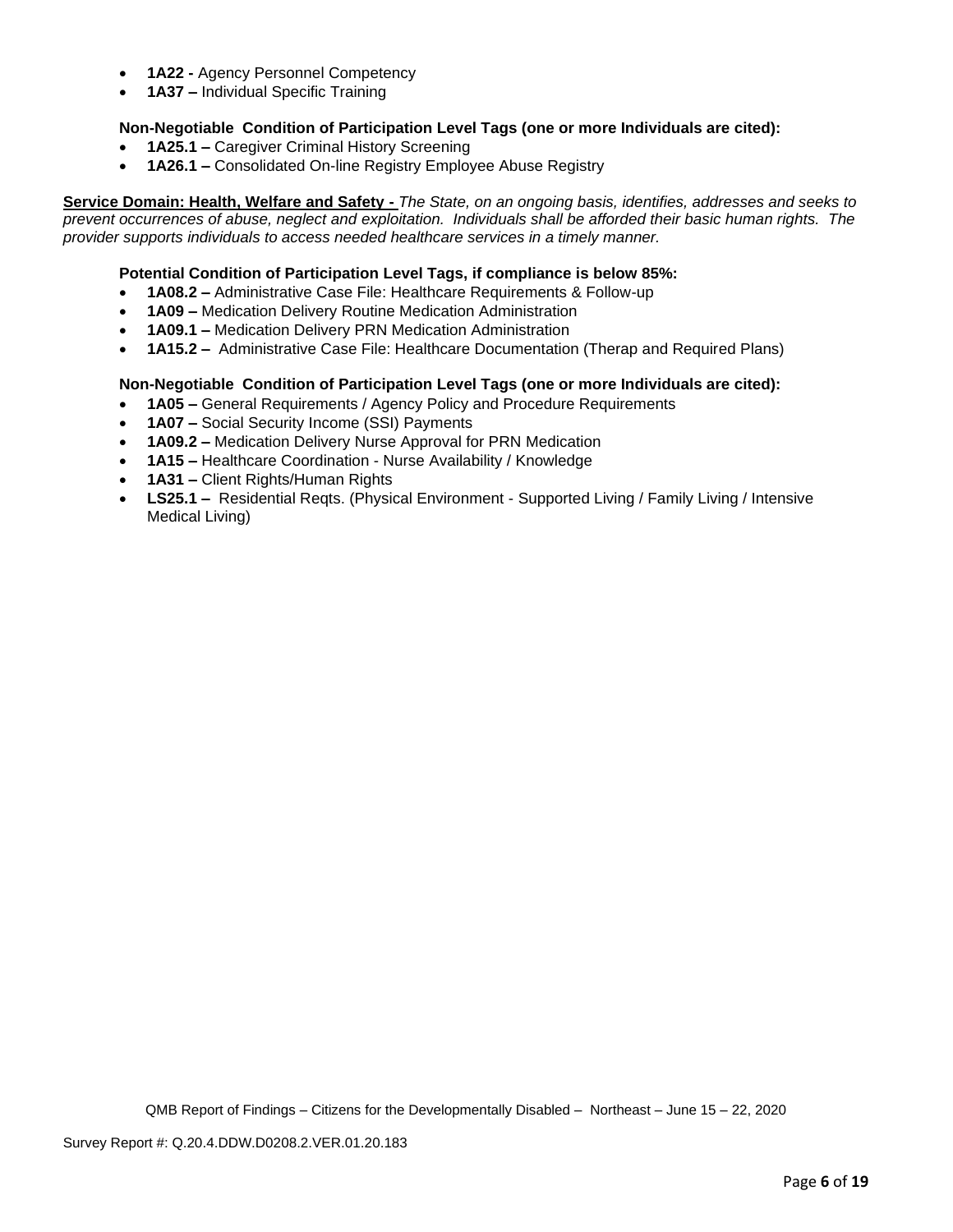- **1A22 -** Agency Personnel Competency
- **1A37 –** Individual Specific Training

**Non-Negotiable Condition of Participation Level Tags (one or more Individuals are cited):**

- **1A25.1 –** Caregiver Criminal History Screening
- **1A26.1 –** Consolidated On-line Registry Employee Abuse Registry

**Service Domain: Health, Welfare and Safety -** *The State, on an ongoing basis, identifies, addresses and seeks to prevent occurrences of abuse, neglect and exploitation. Individuals shall be afforded their basic human rights. The provider supports individuals to access needed healthcare services in a timely manner.*

**Potential Condition of Participation Level Tags, if compliance is below 85%:**

- **1A08.2 –** Administrative Case File: Healthcare Requirements & Follow-up
- **1A09 –** Medication Delivery Routine Medication Administration
- **1A09.1 –** Medication Delivery PRN Medication Administration
- **1A15.2 –** Administrative Case File: Healthcare Documentation (Therap and Required Plans)

**Non-Negotiable Condition of Participation Level Tags (one or more Individuals are cited):**

- **1A05 –** General Requirements / Agency Policy and Procedure Requirements
- **1A07 –** Social Security Income (SSI) Payments
- **1A09.2 –** Medication Delivery Nurse Approval for PRN Medication
- **1A15 –** Healthcare Coordination - Nurse Availability / Knowledge
- **1A31 –** Client Rights/Human Rights
- **LS25.1 –** Residential Reqts. (Physical Environment - Supported Living / Family Living / Intensive Medical Living)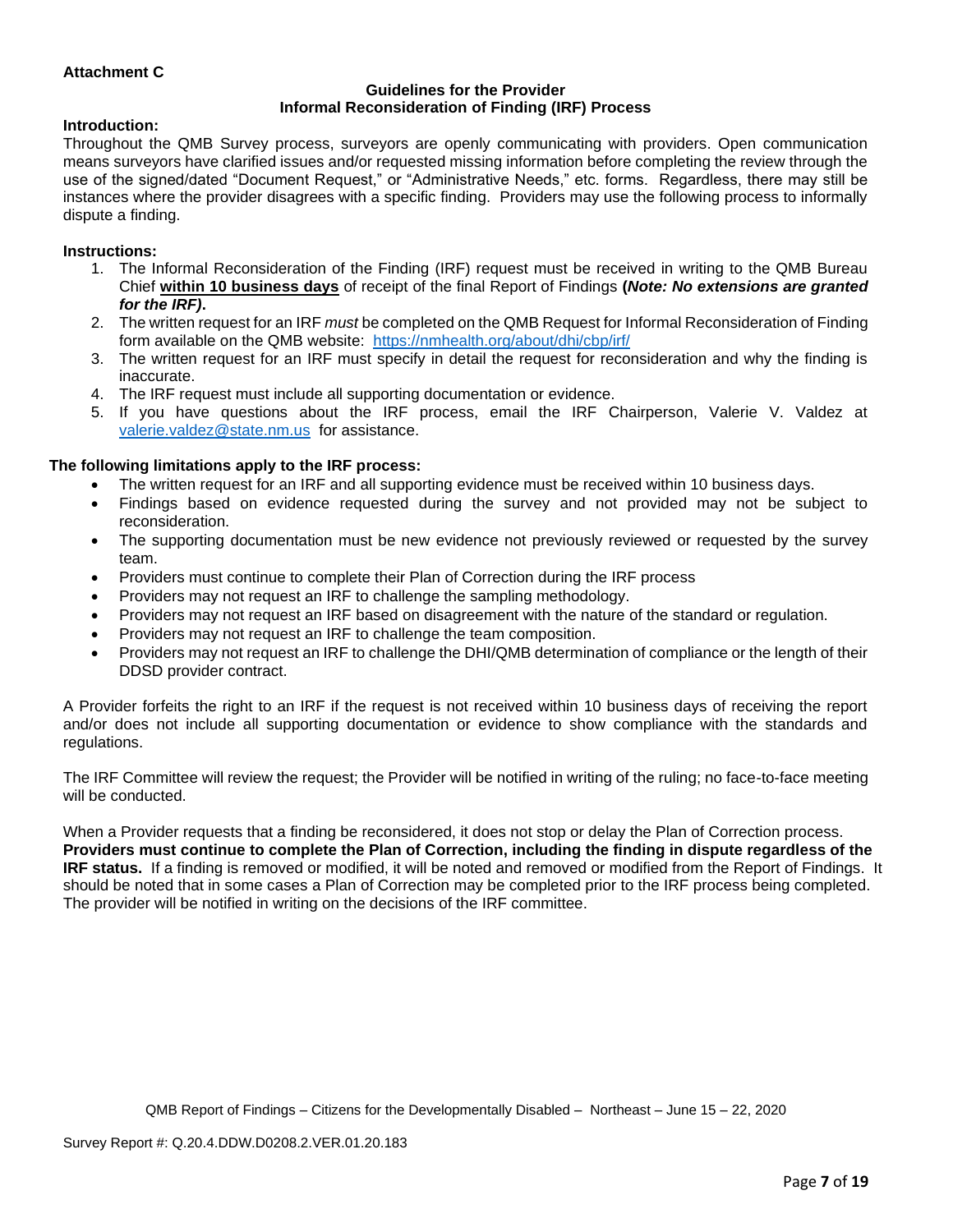**Attachment C**

**Guidelines for the Provider**
**Informal Reconsideration of Finding (IRF) Process**

**Introduction:**

Throughout the QMB Survey process, surveyors are openly communicating with providers. Open communication means surveyors have clarified issues and/or requested missing information before completing the review through the use of the signed/dated "Document Request," or "Administrative Needs," etc. forms. Regardless, there may still be instances where the provider disagrees with a specific finding. Providers may use the following process to informally dispute a finding.

**Instructions:**

1. The Informal Reconsideration of the Finding (IRF) request must be received in writing to the QMB Bureau Chief **within 10 business days** of receipt of the final Report of Findings **(*Note: No extensions are granted for the IRF)*.**
2. The written request for an IRF *must* be completed on the QMB Request for Informal Reconsideration of Finding form available on the QMB website: https://nmhealth.org/about/dhi/cbp/irf/
3. The written request for an IRF must specify in detail the request for reconsideration and why the finding is inaccurate.
4. The IRF request must include all supporting documentation or evidence.
5. If you have questions about the IRF process, email the IRF Chairperson, Valerie V. Valdez at valerie.valdez@state.nm.us for assistance.

**The following limitations apply to the IRF process:**

- The written request for an IRF and all supporting evidence must be received within 10 business days.
- Findings based on evidence requested during the survey and not provided may not be subject to reconsideration.
- The supporting documentation must be new evidence not previously reviewed or requested by the survey team.
- Providers must continue to complete their Plan of Correction during the IRF process
- Providers may not request an IRF to challenge the sampling methodology.
- Providers may not request an IRF based on disagreement with the nature of the standard or regulation.
- Providers may not request an IRF to challenge the team composition.
- Providers may not request an IRF to challenge the DHI/QMB determination of compliance or the length of their DDSD provider contract.

A Provider forfeits the right to an IRF if the request is not received within 10 business days of receiving the report and/or does not include all supporting documentation or evidence to show compliance with the standards and regulations.

The IRF Committee will review the request; the Provider will be notified in writing of the ruling; no face-to-face meeting will be conducted.

When a Provider requests that a finding be reconsidered, it does not stop or delay the Plan of Correction process. **Providers must continue to complete the Plan of Correction, including the finding in dispute regardless of the IRF status.** If a finding is removed or modified, it will be noted and removed or modified from the Report of Findings. It should be noted that in some cases a Plan of Correction may be completed prior to the IRF process being completed. The provider will be notified in writing on the decisions of the IRF committee.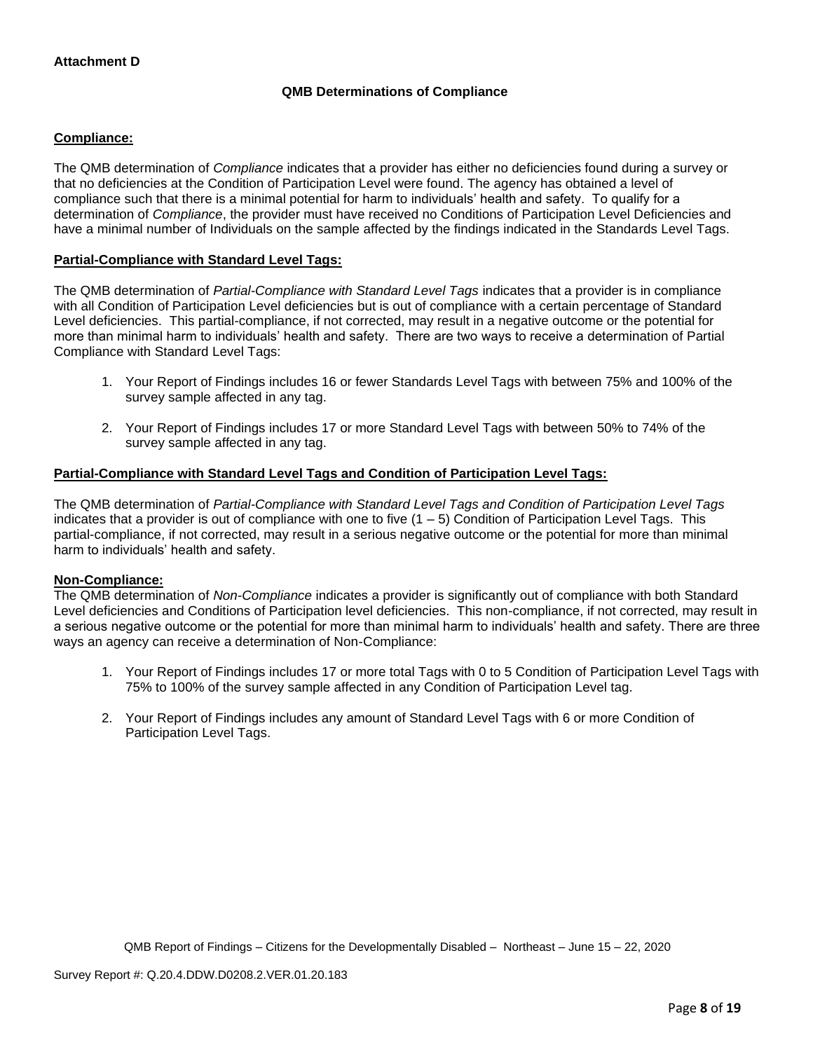**Attachment D**

### QMB Determinations of Compliance

**Compliance:**

The QMB determination of *Compliance* indicates that a provider has either no deficiencies found during a survey or that no deficiencies at the Condition of Participation Level were found. The agency has obtained a level of compliance such that there is a minimal potential for harm to individuals' health and safety. To qualify for a determination of *Compliance*, the provider must have received no Conditions of Participation Level Deficiencies and have a minimal number of Individuals on the sample affected by the findings indicated in the Standards Level Tags.

**Partial-Compliance with Standard Level Tags:**

The QMB determination of *Partial-Compliance with Standard Level Tags* indicates that a provider is in compliance with all Condition of Participation Level deficiencies but is out of compliance with a certain percentage of Standard Level deficiencies. This partial-compliance, if not corrected, may result in a negative outcome or the potential for more than minimal harm to individuals' health and safety. There are two ways to receive a determination of Partial Compliance with Standard Level Tags:

1. Your Report of Findings includes 16 or fewer Standards Level Tags with between 75% and 100% of the survey sample affected in any tag.
2. Your Report of Findings includes 17 or more Standard Level Tags with between 50% to 74% of the survey sample affected in any tag.

**Partial-Compliance with Standard Level Tags and Condition of Participation Level Tags:**

The QMB determination of *Partial-Compliance with Standard Level Tags and Condition of Participation Level Tags* indicates that a provider is out of compliance with one to five (1 – 5) Condition of Participation Level Tags. This partial-compliance, if not corrected, may result in a serious negative outcome or the potential for more than minimal harm to individuals' health and safety.

**Non-Compliance:**

The QMB determination of *Non-Compliance* indicates a provider is significantly out of compliance with both Standard Level deficiencies and Conditions of Participation level deficiencies. This non-compliance, if not corrected, may result in a serious negative outcome or the potential for more than minimal harm to individuals' health and safety. There are three ways an agency can receive a determination of Non-Compliance:

1. Your Report of Findings includes 17 or more total Tags with 0 to 5 Condition of Participation Level Tags with 75% to 100% of the survey sample affected in any Condition of Participation Level tag.
2. Your Report of Findings includes any amount of Standard Level Tags with 6 or more Condition of Participation Level Tags.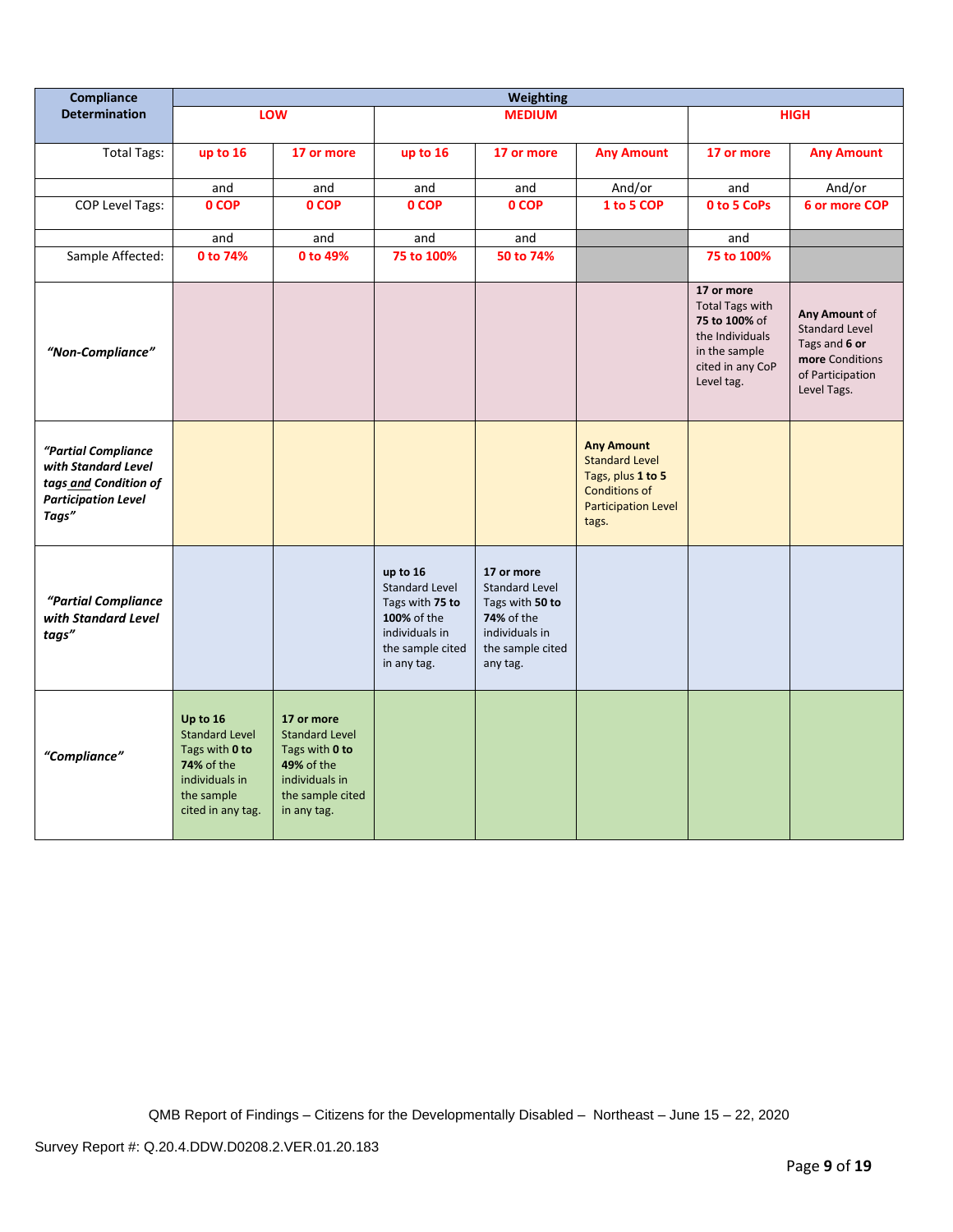| Compliance Determination | Weighting | | | | | | |
|---|---|---|---|---|---|---|---|
| | LOW | | MEDIUM | | | HIGH | |
| Total Tags: | up to 16 | 17 or more | up to 16 | 17 or more | Any Amount | 17 or more | Any Amount |
| | and | and | and | and | And/or | and | And/or |
| COP Level Tags: | 0 COP | 0 COP | 0 COP | 0 COP | 1 to 5 COP | 0 to 5 CoPs | 6 or more COP |
| | and | and | and | and | | and | |
| Sample Affected: | 0 to 74% | 0 to 49% | 75 to 100% | 50 to 74% | | 75 to 100% | |
| *"Non-Compliance"* | | | | | | **17 or more** Total Tags with **75 to 100%** of the Individuals in the sample cited in any CoP Level tag. | **Any Amount** of Standard Level Tags and **6 or more** Conditions of Participation Level Tags. |
| ***"Partial Compliance with Standard Level tags and Condition of Participation Level Tags"*** | | | | | **Any Amount** Standard Level Tags, plus **1 to 5** Conditions of Participation Level tags. | | |
| ***"Partial Compliance with Standard Level tags"*** | | | **up to 16** Standard Level Tags with **75 to 100%** of the individuals in the sample cited in any tag. | **17 or more** Standard Level Tags with **50 to 74%** of the individuals in the sample cited any tag. | | | |
| ***"Compliance"*** | **Up to 16** Standard Level Tags with **0 to 74%** of the individuals in the sample cited in any tag. | **17 or more** Standard Level Tags with **0 to 49%** of the individuals in the sample cited in any tag. | | | | | |

QMB Report of Findings – Citizens for the Developmentally Disabled – Northeast – June 15 – 22, 2020

Survey Report #: Q.20.4.DDW.D0208.2.VER.01.20.183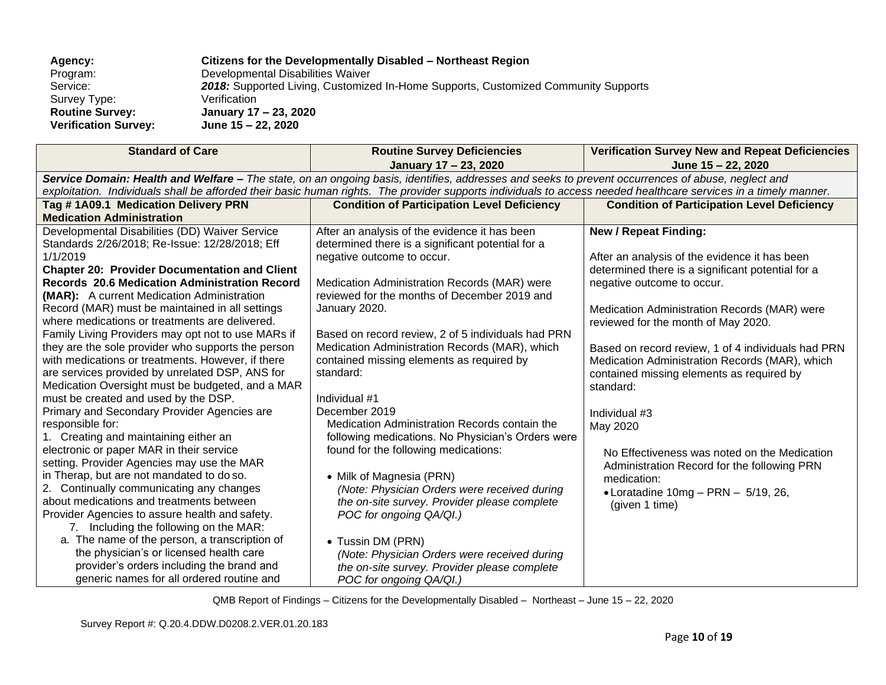| | |
|---|---|
| **Agency:** | **Citizens for the Developmentally Disabled – Northeast Region** |
| Program: | Developmental Disabilities Waiver |
| Service: | ***2018:*** Supported Living, Customized In-Home Supports, Customized Community Supports |
| Survey Type: | Verification |
| **Routine Survey:** | **January 17 – 23, 2020** |
| **Verification Survey:** | **June 15 – 22, 2020** |

| **Standard of Care** | **Routine Survey Deficiencies January 17 – 23, 2020** | **Verification Survey New and Repeat Deficiencies June 15 – 22, 2020** |
|---|---|---|
| ***Service Domain: Health and Welfare –*** *The state, on an ongoing basis, identifies, addresses and seeks to prevent occurrences of abuse, neglect and exploitation. Individuals shall be afforded their basic human rights. The provider supports individuals to access needed healthcare services in a timely manner.* | | |
| **Tag # 1A09.1 Medication Delivery PRN Medication Administration** | **Condition of Participation Level Deficiency** | **Condition of Participation Level Deficiency** |
| Developmental Disabilities (DD) Waiver Service Standards 2/26/2018; Re-Issue: 12/28/2018; Eff 1/1/2019<br>**Chapter 20: Provider Documentation and Client Records 20.6 Medication Administration Record (MAR):** A current Medication Administration Record (MAR) must be maintained in all settings where medications or treatments are delivered. Family Living Providers may opt not to use MARs if they are the sole provider who supports the person with medications or treatments. However, if there are services provided by unrelated DSP, ANS for Medication Oversight must be budgeted, and a MAR must be created and used by the DSP.<br>Primary and Secondary Provider Agencies are responsible for:<br>1. Creating and maintaining either an electronic or paper MAR in their service setting. Provider Agencies may use the MAR in Therap, but are not mandated to do so.<br>2. Continually communicating any changes about medications and treatments between Provider Agencies to assure health and safety.<br>7. Including the following on the MAR:<br>a. The name of the person, a transcription of the physician's or licensed health care provider's orders including the brand and generic names for all ordered routine and | After an analysis of the evidence it has been determined there is a significant potential for a negative outcome to occur.<br><br>Medication Administration Records (MAR) were reviewed for the months of December 2019 and January 2020.<br><br>Based on record review, 2 of 5 individuals had PRN Medication Administration Records (MAR), which contained missing elements as required by standard:<br><br>Individual #1<br>December 2019<br>Medication Administration Records contain the following medications. No Physician's Orders were found for the following medications:<br><br>• Milk of Magnesia (PRN)<br>*(Note: Physician Orders were received during the on-site survey. Provider please complete POC for ongoing QA/QI.)*<br><br>• Tussin DM (PRN)<br>*(Note: Physician Orders were received during the on-site survey. Provider please complete POC for ongoing QA/QI.)* | **New / Repeat Finding:**<br><br>After an analysis of the evidence it has been determined there is a significant potential for a negative outcome to occur.<br><br>Medication Administration Records (MAR) were reviewed for the month of May 2020.<br><br>Based on record review, 1 of 4 individuals had PRN Medication Administration Records (MAR), which contained missing elements as required by standard:<br><br>Individual #3<br>May 2020<br><br>No Effectiveness was noted on the Medication Administration Record for the following PRN medication:<br>• Loratadine 10mg – PRN – 5/19, 26, (given 1 time) |

QMB Report of Findings – Citizens for the Developmentally Disabled – Northeast – June 15 – 22, 2020

Survey Report #: Q.20.4.DDW.D0208.2.VER.01.20.183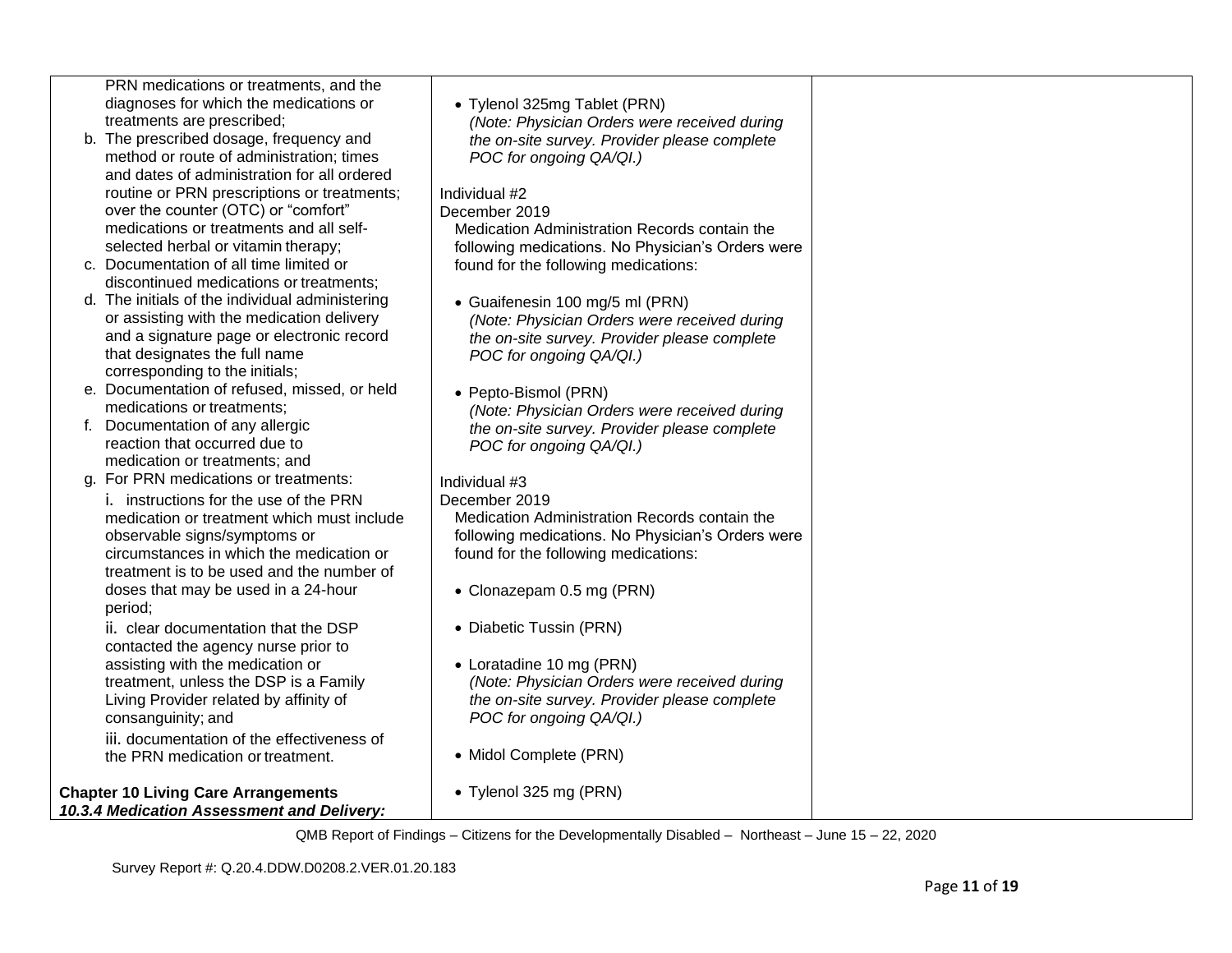| | | |
|---|---|---|
| PRN medications or treatments, and the diagnoses for which the medications or treatments are prescribed;<br>b. The prescribed dosage, frequency and method or route of administration; times and dates of administration for all ordered routine or PRN prescriptions or treatments; over the counter (OTC) or "comfort" medications or treatments and all self-selected herbal or vitamin therapy;<br>c. Documentation of all time limited or discontinued medications or treatments;<br>d. The initials of the individual administering or assisting with the medication delivery and a signature page or electronic record that designates the full name corresponding to the initials;<br>e. Documentation of refused, missed, or held medications or treatments;<br>f. Documentation of any allergic reaction that occurred due to medication or treatments; and<br>g. For PRN medications or treatments:<br>i. instructions for the use of the PRN medication or treatment which must include observable signs/symptoms or circumstances in which the medication or treatment is to be used and the number of doses that may be used in a 24-hour period;<br>ii. clear documentation that the DSP contacted the agency nurse prior to assisting with the medication or treatment, unless the DSP is a Family Living Provider related by affinity of consanguinity; and<br>iii. documentation of the effectiveness of the PRN medication or treatment.<br><br>**Chapter 10 Living Care Arrangements**<br>***10.3.4 Medication Assessment and Delivery:*** | • Tylenol 325mg Tablet (PRN)<br>*(Note: Physician Orders were received during the on-site survey. Provider please complete POC for ongoing QA/QI.)*<br><br>Individual #2<br>December 2019<br>Medication Administration Records contain the following medications. No Physician's Orders were found for the following medications:<br><br>• Guaifenesin 100 mg/5 ml (PRN)<br>*(Note: Physician Orders were received during the on-site survey. Provider please complete POC for ongoing QA/QI.)*<br><br>• Pepto-Bismol (PRN)<br>*(Note: Physician Orders were received during the on-site survey. Provider please complete POC for ongoing QA/QI.)*<br><br>Individual #3<br>December 2019<br>Medication Administration Records contain the following medications. No Physician's Orders were found for the following medications:<br><br>• Clonazepam 0.5 mg (PRN)<br><br>• Diabetic Tussin (PRN)<br><br>• Loratadine 10 mg (PRN)<br>*(Note: Physician Orders were received during the on-site survey. Provider please complete POC for ongoing QA/QI.)*<br><br>• Midol Complete (PRN)<br><br>• Tylenol 325 mg (PRN) | |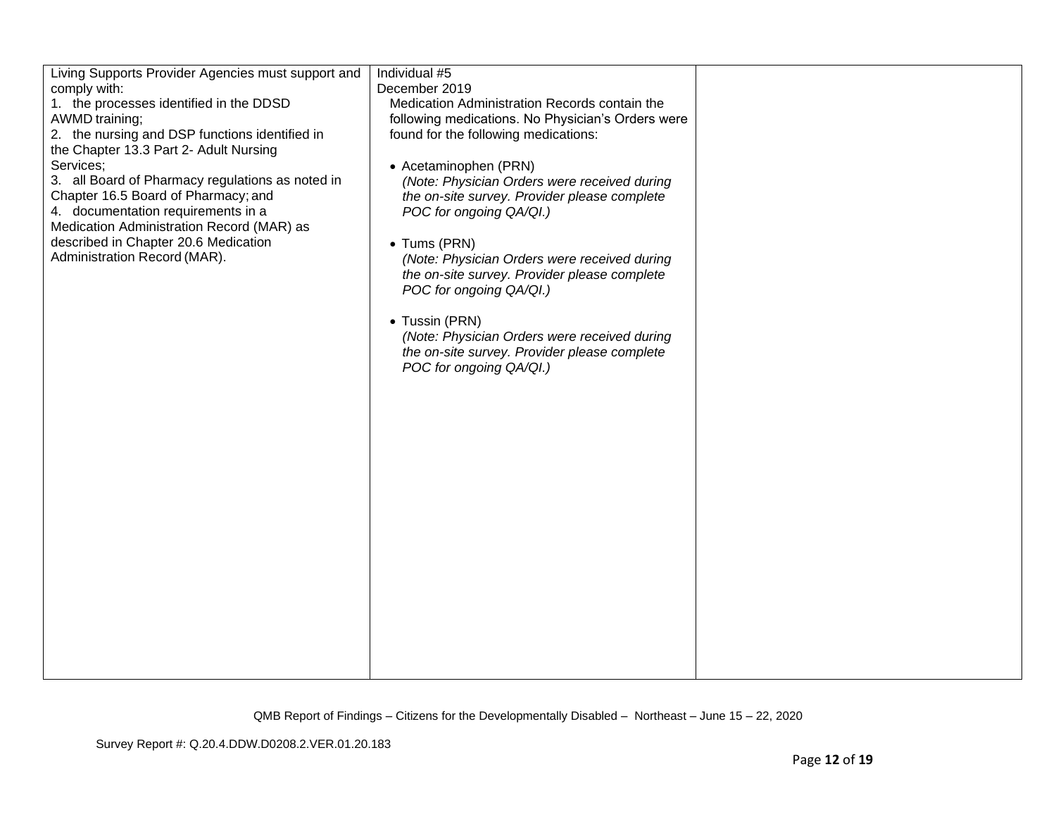| | | |
|---|---|---|
| Living Supports Provider Agencies must support and comply with:<br>1. the processes identified in the DDSD AWMD training;<br>2. the nursing and DSP functions identified in the Chapter 13.3 Part 2- Adult Nursing Services;<br>3. all Board of Pharmacy regulations as noted in Chapter 16.5 Board of Pharmacy; and<br>4. documentation requirements in a Medication Administration Record (MAR) as described in Chapter 20.6 Medication Administration Record (MAR). | Individual #5<br>December 2019<br>Medication Administration Records contain the following medications. No Physician's Orders were found for the following medications:<br><br>• Acetaminophen (PRN)<br>*(Note: Physician Orders were received during the on-site survey. Provider please complete POC for ongoing QA/QI.)*<br><br>• Tums (PRN)<br>*(Note: Physician Orders were received during the on-site survey. Provider please complete POC for ongoing QA/QI.)*<br><br>• Tussin (PRN)<br>*(Note: Physician Orders were received during the on-site survey. Provider please complete POC for ongoing QA/QI.)* | |

QMB Report of Findings – Citizens for the Developmentally Disabled – Northeast – June 15 – 22, 2020

Survey Report #: Q.20.4.DDW.D0208.2.VER.01.20.183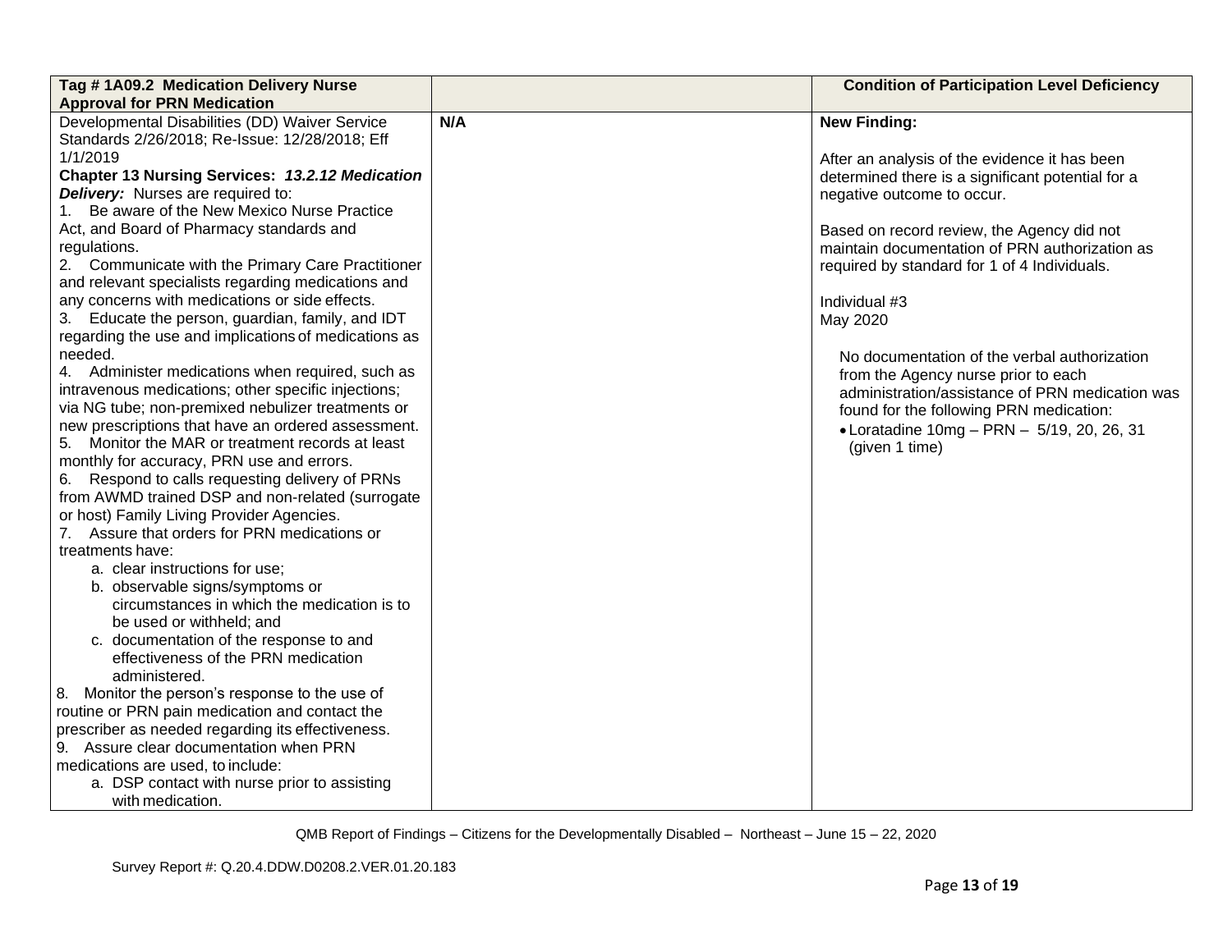| Tag # 1A09.2 Medication Delivery Nurse Approval for PRN Medication | | Condition of Participation Level Deficiency |
|---|---|---|
| Developmental Disabilities (DD) Waiver Service Standards 2/26/2018; Re-Issue: 12/28/2018; Eff 1/1/2019<br>**Chapter 13 Nursing Services:** ***13.2.12 Medication Delivery:*** Nurses are required to:<br>1. Be aware of the New Mexico Nurse Practice Act, and Board of Pharmacy standards and regulations.<br>2. Communicate with the Primary Care Practitioner and relevant specialists regarding medications and any concerns with medications or side effects.<br>3. Educate the person, guardian, family, and IDT regarding the use and implications of medications as needed.<br>4. Administer medications when required, such as intravenous medications; other specific injections; via NG tube; non-premixed nebulizer treatments or new prescriptions that have an ordered assessment.<br>5. Monitor the MAR or treatment records at least monthly for accuracy, PRN use and errors.<br>6. Respond to calls requesting delivery of PRNs from AWMD trained DSP and non-related (surrogate or host) Family Living Provider Agencies.<br>7. Assure that orders for PRN medications or treatments have:<br>a. clear instructions for use;<br>b. observable signs/symptoms or circumstances in which the medication is to be used or withheld; and<br>c. documentation of the response to and effectiveness of the PRN medication administered.<br>8. Monitor the person's response to the use of routine or PRN pain medication and contact the prescriber as needed regarding its effectiveness.<br>9. Assure clear documentation when PRN medications are used, to include:<br>a. DSP contact with nurse prior to assisting with medication. | **N/A** | **New Finding:**<br><br>After an analysis of the evidence it has been determined there is a significant potential for a negative outcome to occur.<br><br>Based on record review, the Agency did not maintain documentation of PRN authorization as required by standard for 1 of 4 Individuals.<br><br>Individual #3<br>May 2020<br><br>No documentation of the verbal authorization from the Agency nurse prior to each administration/assistance of PRN medication was found for the following PRN medication:<br>• Loratadine 10mg – PRN – 5/19, 20, 26, 31 (given 1 time) |

QMB Report of Findings – Citizens for the Developmentally Disabled – Northeast – June 15 – 22, 2020

Survey Report #: Q.20.4.DDW.D0208.2.VER.01.20.183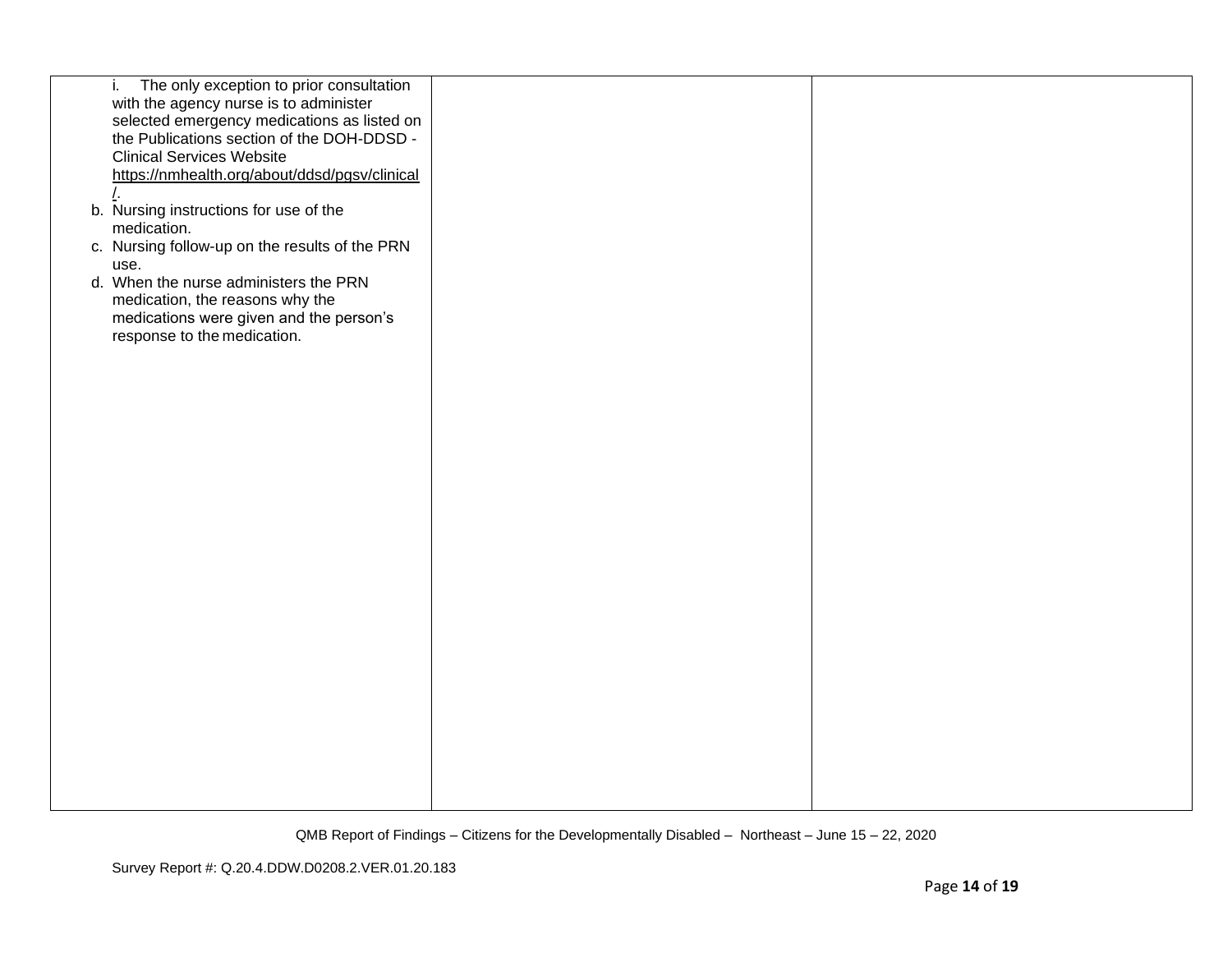| | | |
|---|---|---|
| i. The only exception to prior consultation with the agency nurse is to administer selected emergency medications as listed on the Publications section of the DOH-DDSD - Clinical Services Website https://nmhealth.org/about/ddsd/pgsv/clinical/.<br>b. Nursing instructions for use of the medication.<br>c. Nursing follow-up on the results of the PRN use.<br>d. When the nurse administers the PRN medication, the reasons why the medications were given and the person's response to the medication. | | |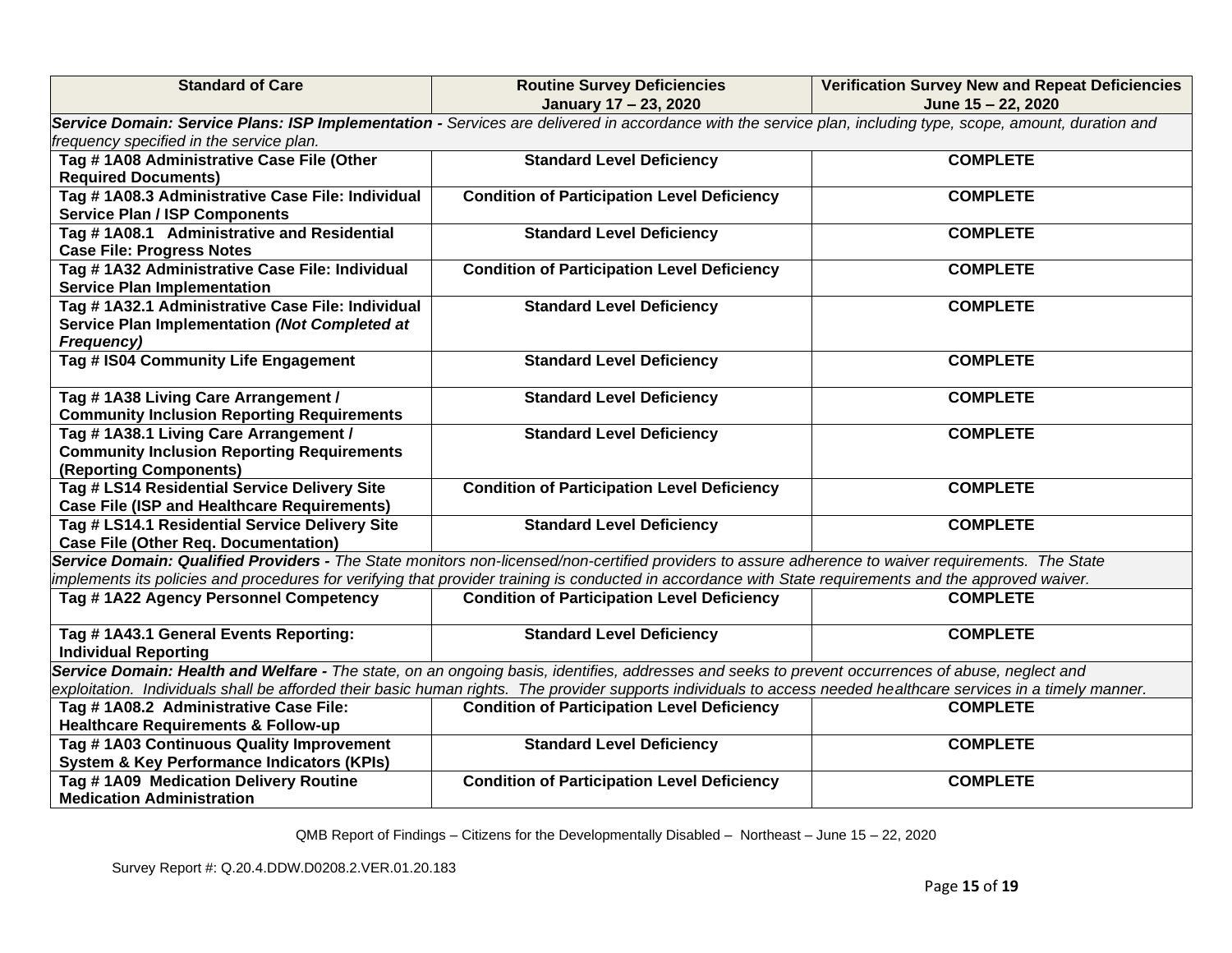| Standard of Care | Routine Survey Deficiencies January 17 – 23, 2020 | Verification Survey New and Repeat Deficiencies June 15 – 22, 2020 |
|---|---|---|
| ***Service Domain: Service Plans: ISP Implementation -*** *Services are delivered in accordance with the service plan, including type, scope, amount, duration and frequency specified in the service plan.* | | |
| **Tag # 1A08 Administrative Case File (Other Required Documents)** | **Standard Level Deficiency** | **COMPLETE** |
| **Tag # 1A08.3 Administrative Case File: Individual Service Plan / ISP Components** | **Condition of Participation Level Deficiency** | **COMPLETE** |
| **Tag # 1A08.1 Administrative and Residential Case File: Progress Notes** | **Standard Level Deficiency** | **COMPLETE** |
| **Tag # 1A32 Administrative Case File: Individual Service Plan Implementation** | **Condition of Participation Level Deficiency** | **COMPLETE** |
| **Tag # 1A32.1 Administrative Case File: Individual Service Plan Implementation *(Not Completed at Frequency)*** | **Standard Level Deficiency** | **COMPLETE** |
| **Tag # IS04 Community Life Engagement** | **Standard Level Deficiency** | **COMPLETE** |
| **Tag # 1A38 Living Care Arrangement / Community Inclusion Reporting Requirements** | **Standard Level Deficiency** | **COMPLETE** |
| **Tag # 1A38.1 Living Care Arrangement / Community Inclusion Reporting Requirements (Reporting Components)** | **Standard Level Deficiency** | **COMPLETE** |
| **Tag # LS14 Residential Service Delivery Site Case File (ISP and Healthcare Requirements)** | **Condition of Participation Level Deficiency** | **COMPLETE** |
| **Tag # LS14.1 Residential Service Delivery Site Case File (Other Req. Documentation)** | **Standard Level Deficiency** | **COMPLETE** |
| ***Service Domain: Qualified Providers -*** *The State monitors non-licensed/non-certified providers to assure adherence to waiver requirements. The State implements its policies and procedures for verifying that provider training is conducted in accordance with State requirements and the approved waiver.* | | |
| **Tag # 1A22 Agency Personnel Competency** | **Condition of Participation Level Deficiency** | **COMPLETE** |
| **Tag # 1A43.1 General Events Reporting: Individual Reporting** | **Standard Level Deficiency** | **COMPLETE** |
| ***Service Domain: Health and Welfare -*** *The state, on an ongoing basis, identifies, addresses and seeks to prevent occurrences of abuse, neglect and exploitation. Individuals shall be afforded their basic human rights. The provider supports individuals to access needed healthcare services in a timely manner.* | | |
| **Tag # 1A08.2 Administrative Case File: Healthcare Requirements & Follow-up** | **Condition of Participation Level Deficiency** | **COMPLETE** |
| **Tag # 1A03 Continuous Quality Improvement System & Key Performance Indicators (KPIs)** | **Standard Level Deficiency** | **COMPLETE** |
| **Tag # 1A09 Medication Delivery Routine Medication Administration** | **Condition of Participation Level Deficiency** | **COMPLETE** |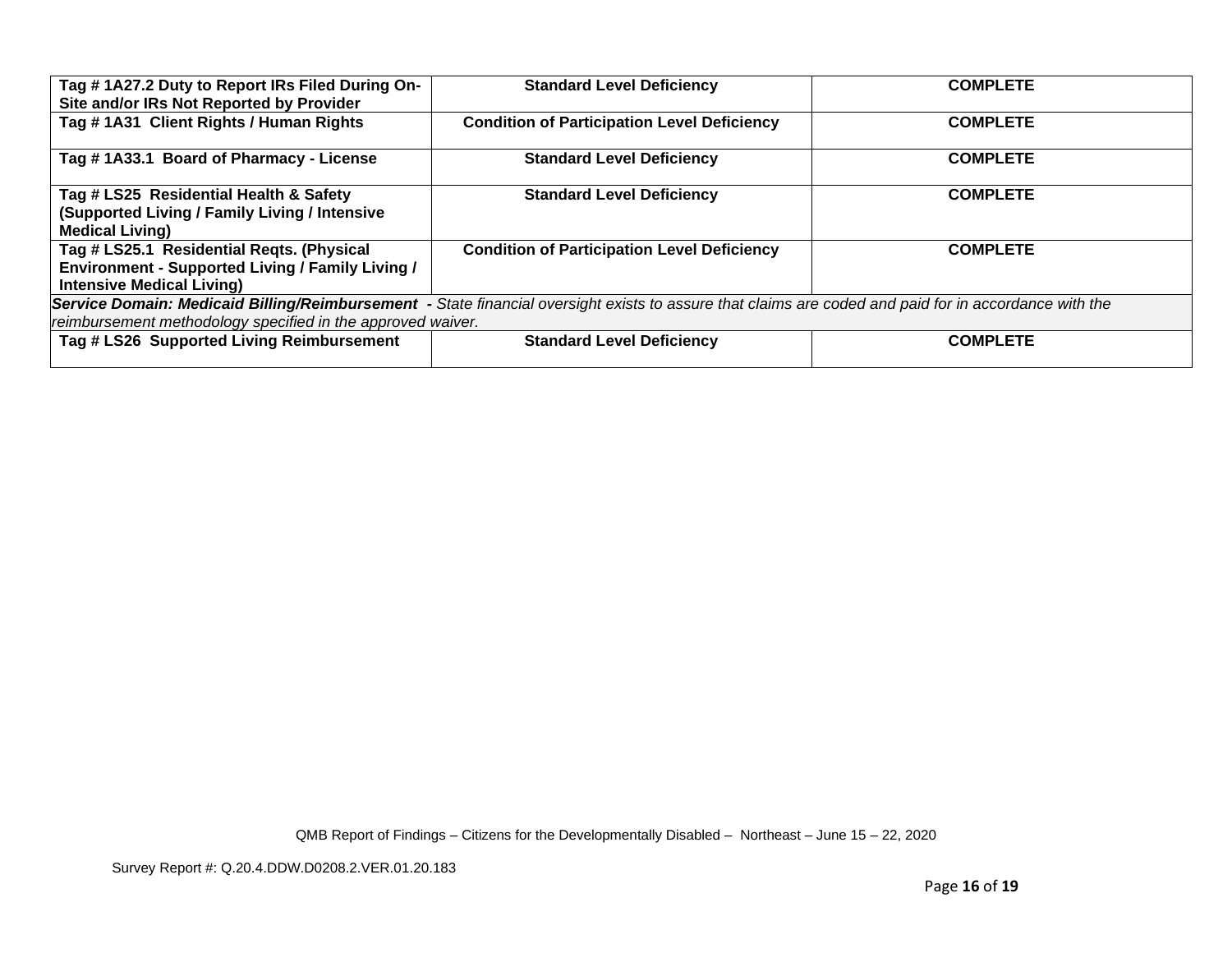| | | |
|---|---|---|
| **Tag # 1A27.2 Duty to Report IRs Filed During On-Site and/or IRs Not Reported by Provider** | **Standard Level Deficiency** | **COMPLETE** |
| **Tag # 1A31 Client Rights / Human Rights** | **Condition of Participation Level Deficiency** | **COMPLETE** |
| **Tag # 1A33.1 Board of Pharmacy - License** | **Standard Level Deficiency** | **COMPLETE** |
| **Tag # LS25 Residential Health & Safety (Supported Living / Family Living / Intensive Medical Living)** | **Standard Level Deficiency** | **COMPLETE** |
| **Tag # LS25.1 Residential Reqts. (Physical Environment - Supported Living / Family Living / Intensive Medical Living)** | **Condition of Participation Level Deficiency** | **COMPLETE** |
| ***Service Domain: Medicaid Billing/Reimbursement*** **-** *State financial oversight exists to assure that claims are coded and paid for in accordance with the reimbursement methodology specified in the approved waiver.* | | |
| **Tag # LS26 Supported Living Reimbursement** | **Standard Level Deficiency** | **COMPLETE** |

QMB Report of Findings – Citizens for the Developmentally Disabled – Northeast – June 15 – 22, 2020

Survey Report #: Q.20.4.DDW.D0208.2.VER.01.20.183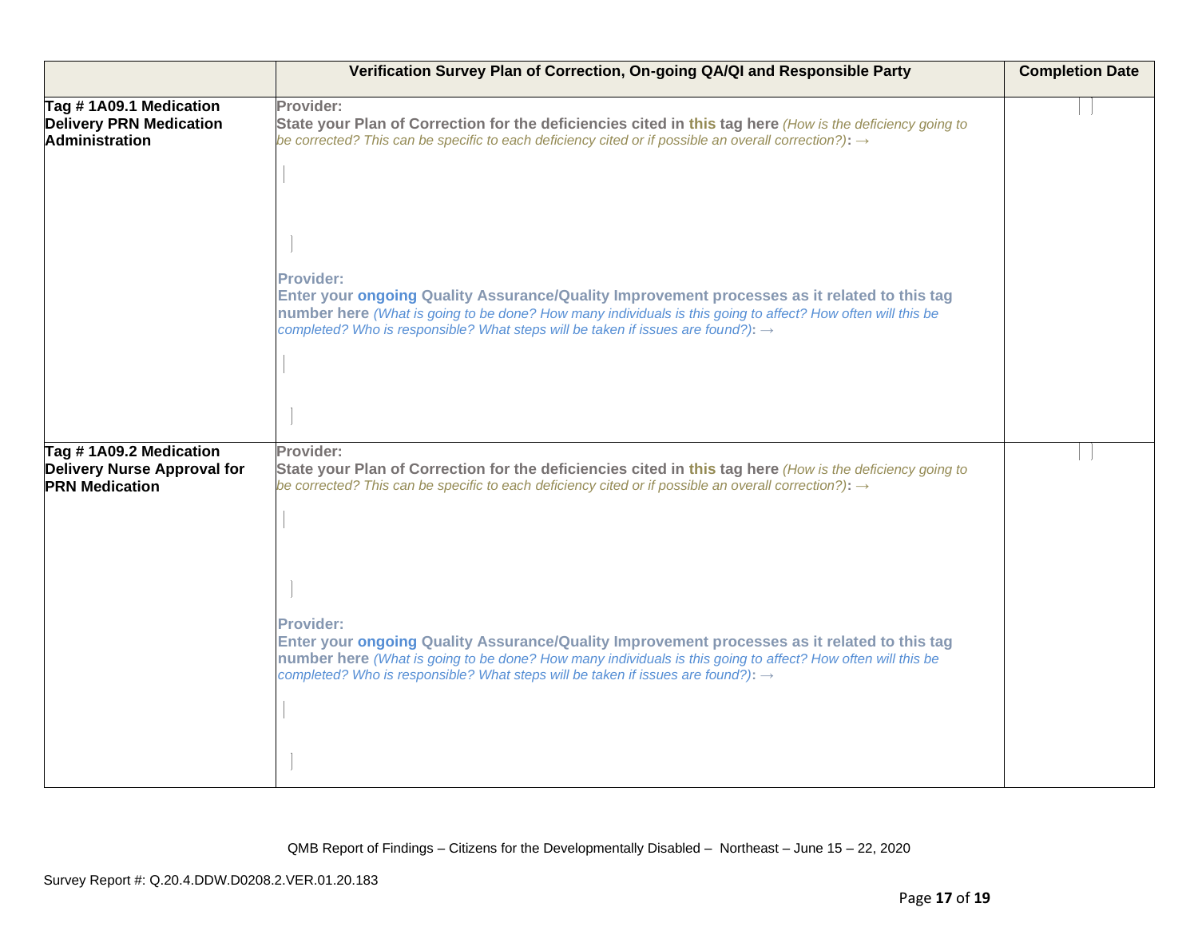| | Verification Survey Plan of Correction, On-going QA/QI and Responsible Party | Completion Date |
|---|---|---|
| **Tag # 1A09.1 Medication Delivery PRN Medication Administration** | **Provider:** **State your Plan of Correction for the deficiencies cited in this tag here** *(How is the deficiency going to be corrected? This can be specific to each deficiency cited or if possible an overall correction?)*: → <br><br> **Provider:** **Enter your ongoing Quality Assurance/Quality Improvement processes as it related to this tag number here** *(What is going to be done? How many individuals is this going to affect? How often will this be completed? Who is responsible? What steps will be taken if issues are found?)*: → | |
| **Tag # 1A09.2 Medication Delivery Nurse Approval for PRN Medication** | **Provider:** **State your Plan of Correction for the deficiencies cited in this tag here** *(How is the deficiency going to be corrected? This can be specific to each deficiency cited or if possible an overall correction?)*: → <br><br> **Provider:** **Enter your ongoing Quality Assurance/Quality Improvement processes as it related to this tag number here** *(What is going to be done? How many individuals is this going to affect? How often will this be completed? Who is responsible? What steps will be taken if issues are found?)*: → | |

QMB Report of Findings – Citizens for the Developmentally Disabled – Northeast – June 15 – 22, 2020

Survey Report #: Q.20.4.DDW.D0208.2.VER.01.20.183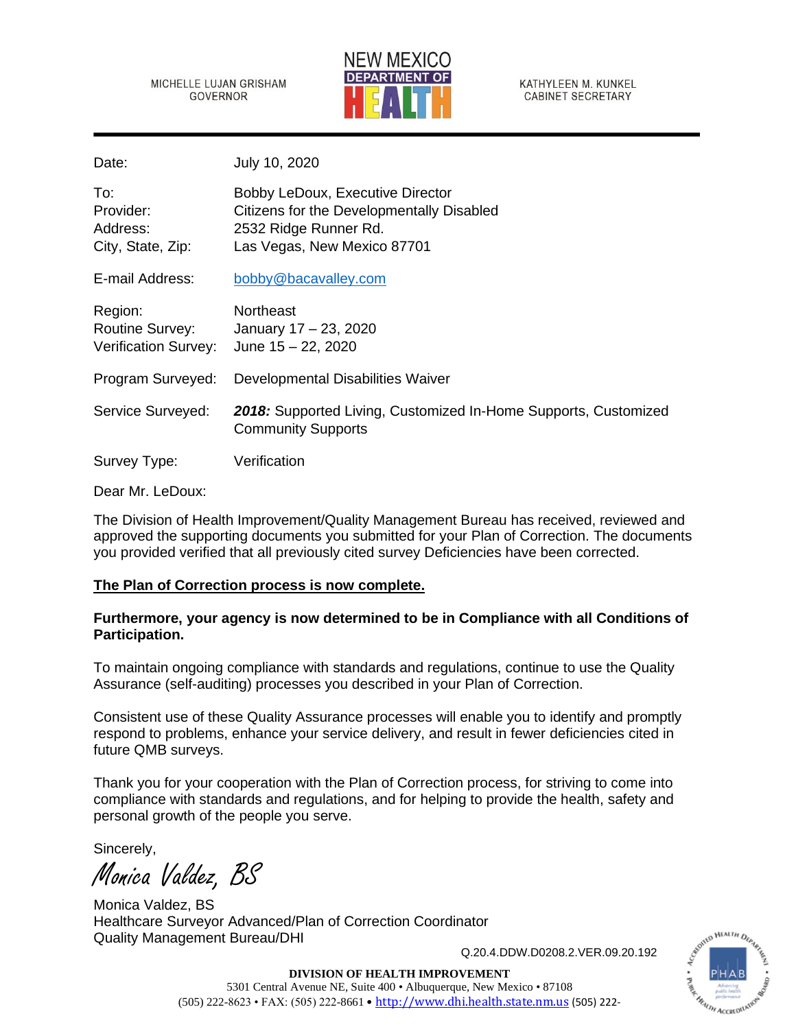MICHELLE LUJAN GRISHAM
GOVERNOR

NEW MEXICO
DEPARTMENT OF
HEALTH

KATHYLEEN M. KUNKEL
CABINET SECRETARY

| | |
|---|---|
| Date: | July 10, 2020 |
| To: | Bobby LeDoux, Executive Director |
| Provider: | Citizens for the Developmentally Disabled |
| Address: | 2532 Ridge Runner Rd. |
| City, State, Zip: | Las Vegas, New Mexico 87701 |
| E-mail Address: | bobby@bacavalley.com |
| Region: | Northeast |
| Routine Survey: | January 17 – 23, 2020 |
| Verification Survey: | June 15 – 22, 2020 |
| Program Surveyed: | Developmental Disabilities Waiver |
| Service Surveyed: | ***2018:*** Supported Living, Customized In-Home Supports, Customized Community Supports |
| Survey Type: | Verification |

Dear Mr. LeDoux:

The Division of Health Improvement/Quality Management Bureau has received, reviewed and approved the supporting documents you submitted for your Plan of Correction. The documents you provided verified that all previously cited survey Deficiencies have been corrected.

**The Plan of Correction process is now complete.**

**Furthermore, your agency is now determined to be in Compliance with all Conditions of Participation.**

To maintain ongoing compliance with standards and regulations, continue to use the Quality Assurance (self-auditing) processes you described in your Plan of Correction.

Consistent use of these Quality Assurance processes will enable you to identify and promptly respond to problems, enhance your service delivery, and result in fewer deficiencies cited in future QMB surveys.

Thank you for your cooperation with the Plan of Correction process, for striving to come into compliance with standards and regulations, and for helping to provide the health, safety and personal growth of the people you serve.

Sincerely,

*Monica Valdez, BS*

Monica Valdez, BS
Healthcare Surveyor Advanced/Plan of Correction Coordinator
Quality Management Bureau/DHI

Q.20.4.DDW.D0208.2.VER.09.20.192

**DIVISION OF HEALTH IMPROVEMENT**
5301 Central Avenue NE, Suite 400 • Albuquerque, New Mexico • 87108
(505) 222-8623 • FAX: (505) 222-8661 • http://www.dhi.health.state.nm.us (505) 222-